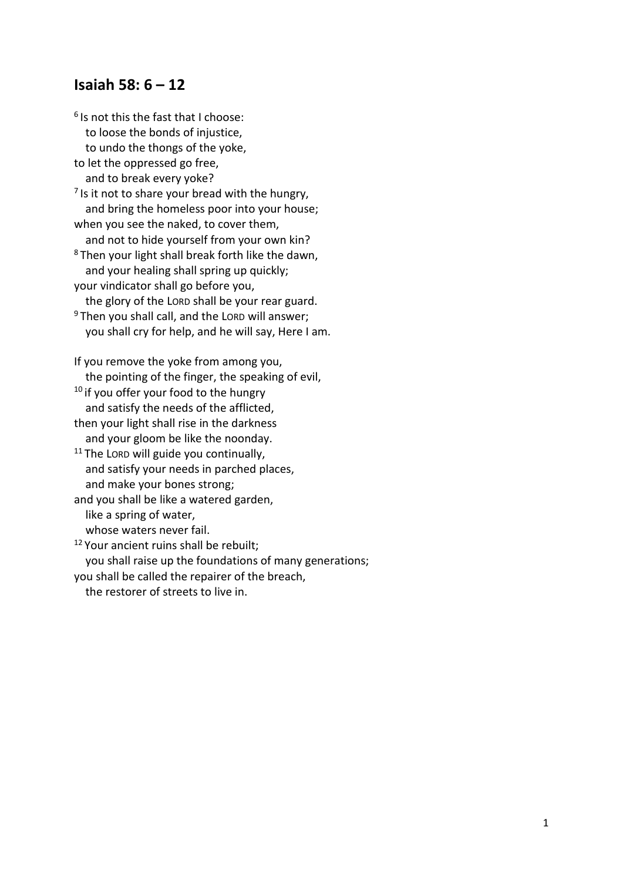## Isaiah 58: 6 – 12

[6] Is not this the fast that I choose:
  to loose the bonds of injustice,
  to undo the thongs of the yoke,
to let the oppressed go free,
  and to break every yoke?
[7] Is it not to share your bread with the hungry,
  and bring the homeless poor into your house;
when you see the naked, to cover them,
  and not to hide yourself from your own kin?
[8] Then your light shall break forth like the dawn,
  and your healing shall spring up quickly;
your vindicator shall go before you,
  the glory of the LORD shall be your rear guard.
[9] Then you shall call, and the LORD will answer;
  you shall cry for help, and he will say, Here I am.

If you remove the yoke from among you,
  the pointing of the finger, the speaking of evil,
[10] if you offer your food to the hungry
  and satisfy the needs of the afflicted,
then your light shall rise in the darkness
  and your gloom be like the noonday.
[11] The LORD will guide you continually,
  and satisfy your needs in parched places,
  and make your bones strong;
and you shall be like a watered garden,
  like a spring of water,
  whose waters never fail.
[12] Your ancient ruins shall be rebuilt;
  you shall raise up the foundations of many generations;
you shall be called the repairer of the breach,
  the restorer of streets to live in.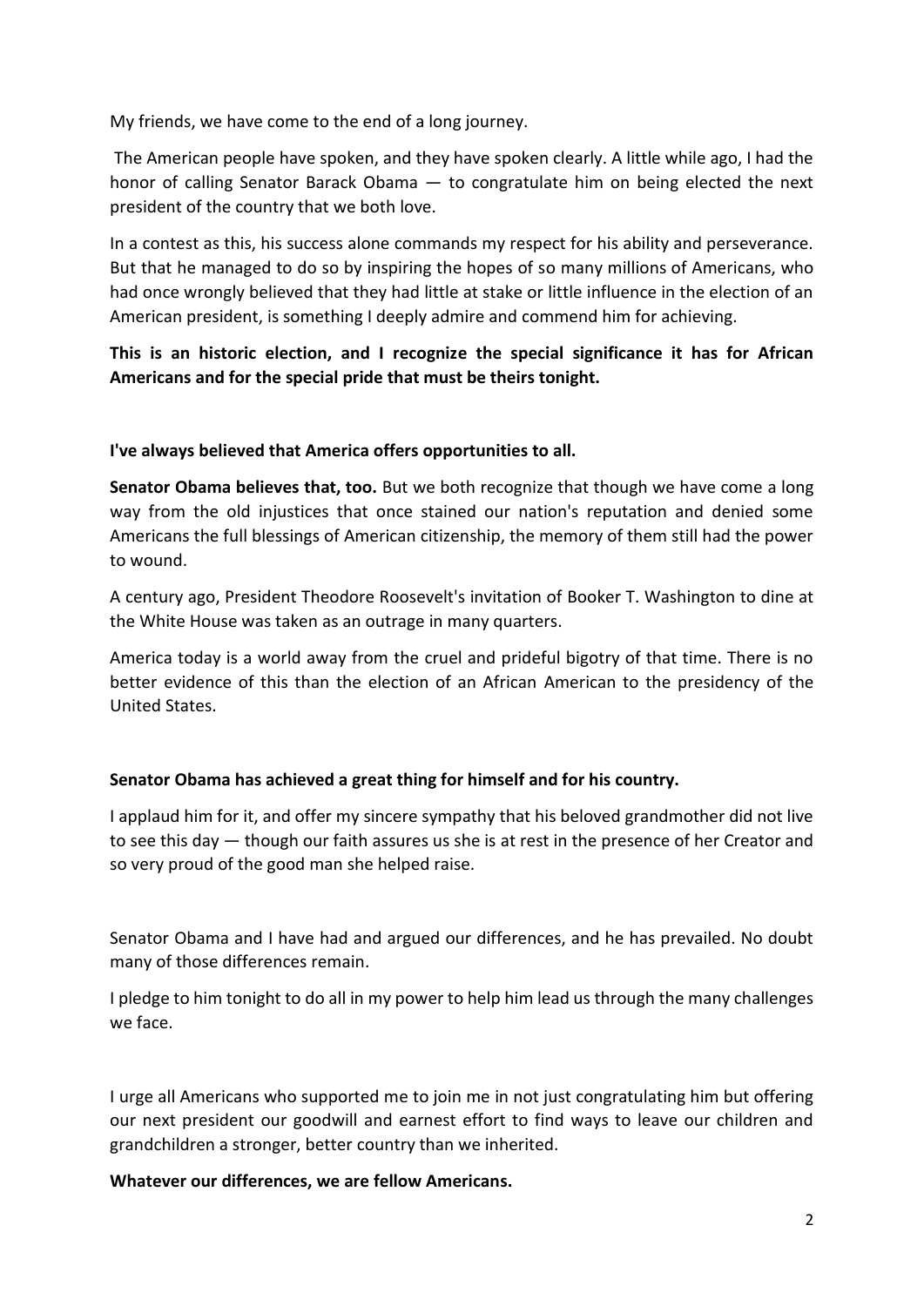My friends, we have come to the end of a long journey.

The American people have spoken, and they have spoken clearly. A little while ago, I had the honor of calling Senator Barack Obama — to congratulate him on being elected the next president of the country that we both love.

In a contest as this, his success alone commands my respect for his ability and perseverance. But that he managed to do so by inspiring the hopes of so many millions of Americans, who had once wrongly believed that they had little at stake or little influence in the election of an American president, is something I deeply admire and commend him for achieving.

**This is an historic election, and I recognize the special significance it has for African Americans and for the special pride that must be theirs tonight.**

**I've always believed that America offers opportunities to all.**

**Senator Obama believes that, too.** But we both recognize that though we have come a long way from the old injustices that once stained our nation's reputation and denied some Americans the full blessings of American citizenship, the memory of them still had the power to wound.

A century ago, President Theodore Roosevelt's invitation of Booker T. Washington to dine at the White House was taken as an outrage in many quarters.

America today is a world away from the cruel and prideful bigotry of that time. There is no better evidence of this than the election of an African American to the presidency of the United States.

**Senator Obama has achieved a great thing for himself and for his country.**

I applaud him for it, and offer my sincere sympathy that his beloved grandmother did not live to see this day — though our faith assures us she is at rest in the presence of her Creator and so very proud of the good man she helped raise.

Senator Obama and I have had and argued our differences, and he has prevailed. No doubt many of those differences remain.

I pledge to him tonight to do all in my power to help him lead us through the many challenges we face.

I urge all Americans who supported me to join me in not just congratulating him but offering our next president our goodwill and earnest effort to find ways to leave our children and grandchildren a stronger, better country than we inherited.

**Whatever our differences, we are fellow Americans.**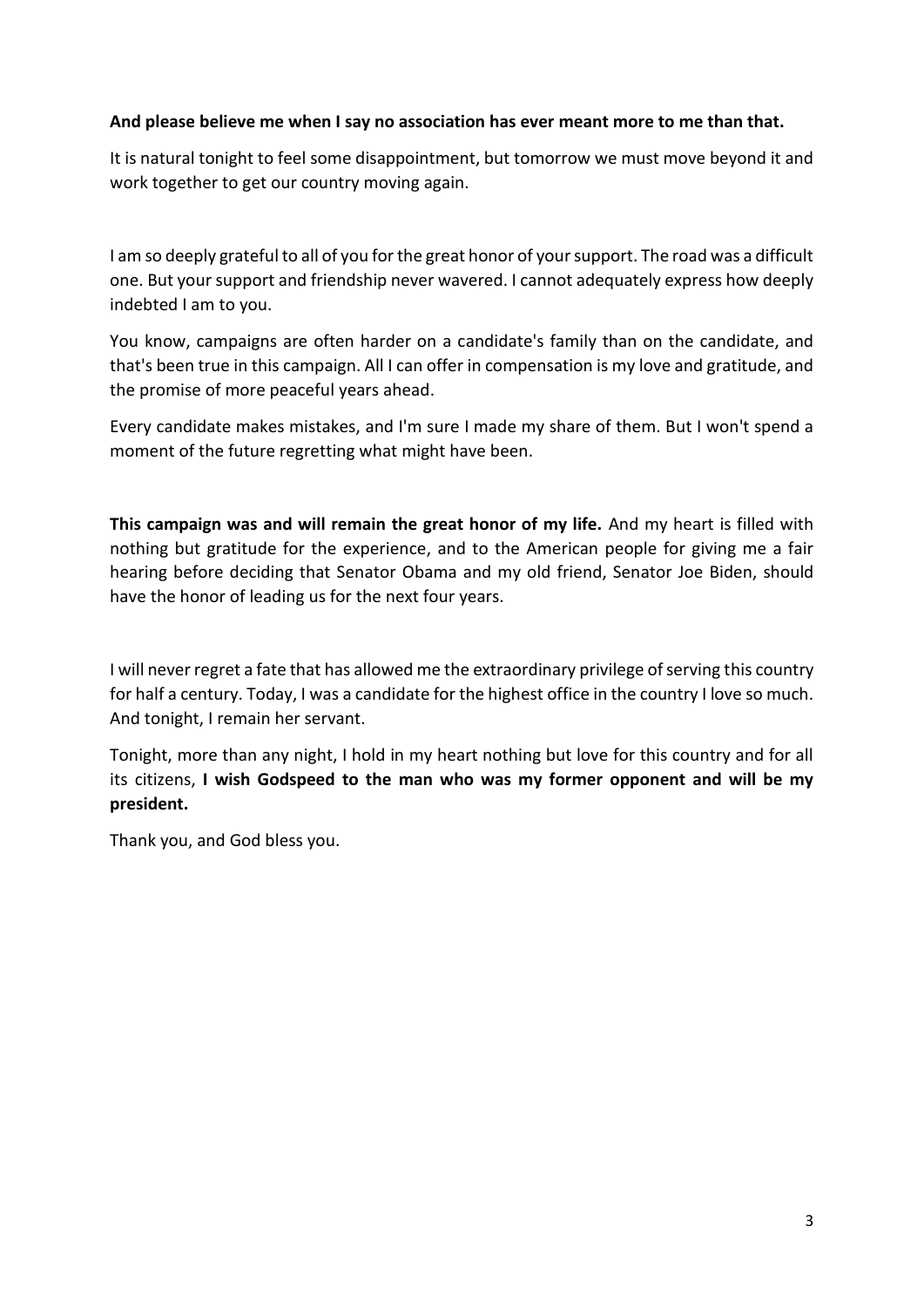**And please believe me when I say no association has ever meant more to me than that.**

It is natural tonight to feel some disappointment, but tomorrow we must move beyond it and work together to get our country moving again.

I am so deeply grateful to all of you for the great honor of your support. The road was a difficult one. But your support and friendship never wavered. I cannot adequately express how deeply indebted I am to you.

You know, campaigns are often harder on a candidate's family than on the candidate, and that's been true in this campaign. All I can offer in compensation is my love and gratitude, and the promise of more peaceful years ahead.

Every candidate makes mistakes, and I'm sure I made my share of them. But I won't spend a moment of the future regretting what might have been.

**This campaign was and will remain the great honor of my life.** And my heart is filled with nothing but gratitude for the experience, and to the American people for giving me a fair hearing before deciding that Senator Obama and my old friend, Senator Joe Biden, should have the honor of leading us for the next four years.

I will never regret a fate that has allowed me the extraordinary privilege of serving this country for half a century. Today, I was a candidate for the highest office in the country I love so much. And tonight, I remain her servant.

Tonight, more than any night, I hold in my heart nothing but love for this country and for all its citizens, **I wish Godspeed to the man who was my former opponent and will be my president.**

Thank you, and God bless you.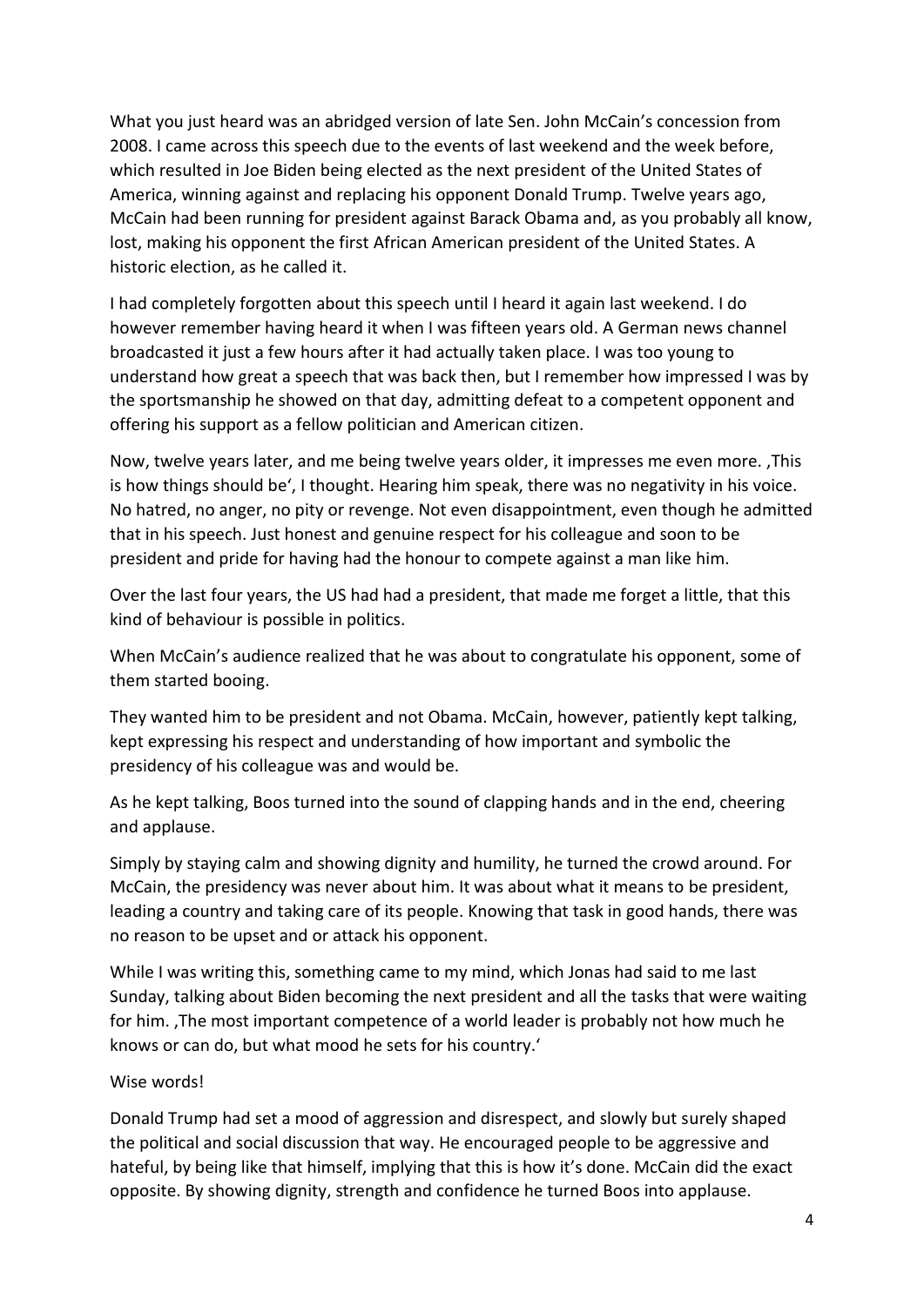What you just heard was an abridged version of late Sen. John McCain's concession from 2008. I came across this speech due to the events of last weekend and the week before, which resulted in Joe Biden being elected as the next president of the United States of America, winning against and replacing his opponent Donald Trump. Twelve years ago, McCain had been running for president against Barack Obama and, as you probably all know, lost, making his opponent the first African American president of the United States. A historic election, as he called it.

I had completely forgotten about this speech until I heard it again last weekend. I do however remember having heard it when I was fifteen years old. A German news channel broadcasted it just a few hours after it had actually taken place. I was too young to understand how great a speech that was back then, but I remember how impressed I was by the sportsmanship he showed on that day, admitting defeat to a competent opponent and offering his support as a fellow politician and American citizen.

Now, twelve years later, and me being twelve years older, it impresses me even more. ‚This is how things should be', I thought. Hearing him speak, there was no negativity in his voice. No hatred, no anger, no pity or revenge. Not even disappointment, even though he admitted that in his speech. Just honest and genuine respect for his colleague and soon to be president and pride for having had the honour to compete against a man like him.

Over the last four years, the US had had a president, that made me forget a little, that this kind of behaviour is possible in politics.

When McCain's audience realized that he was about to congratulate his opponent, some of them started booing.

They wanted him to be president and not Obama. McCain, however, patiently kept talking, kept expressing his respect and understanding of how important and symbolic the presidency of his colleague was and would be.

As he kept talking, Boos turned into the sound of clapping hands and in the end, cheering and applause.

Simply by staying calm and showing dignity and humility, he turned the crowd around. For McCain, the presidency was never about him. It was about what it means to be president, leading a country and taking care of its people. Knowing that task in good hands, there was no reason to be upset and or attack his opponent.

While I was writing this, something came to my mind, which Jonas had said to me last Sunday, talking about Biden becoming the next president and all the tasks that were waiting for him. ‚The most important competence of a world leader is probably not how much he knows or can do, but what mood he sets for his country.'

Wise words!

Donald Trump had set a mood of aggression and disrespect, and slowly but surely shaped the political and social discussion that way. He encouraged people to be aggressive and hateful, by being like that himself, implying that this is how it's done. McCain did the exact opposite. By showing dignity, strength and confidence he turned Boos into applause.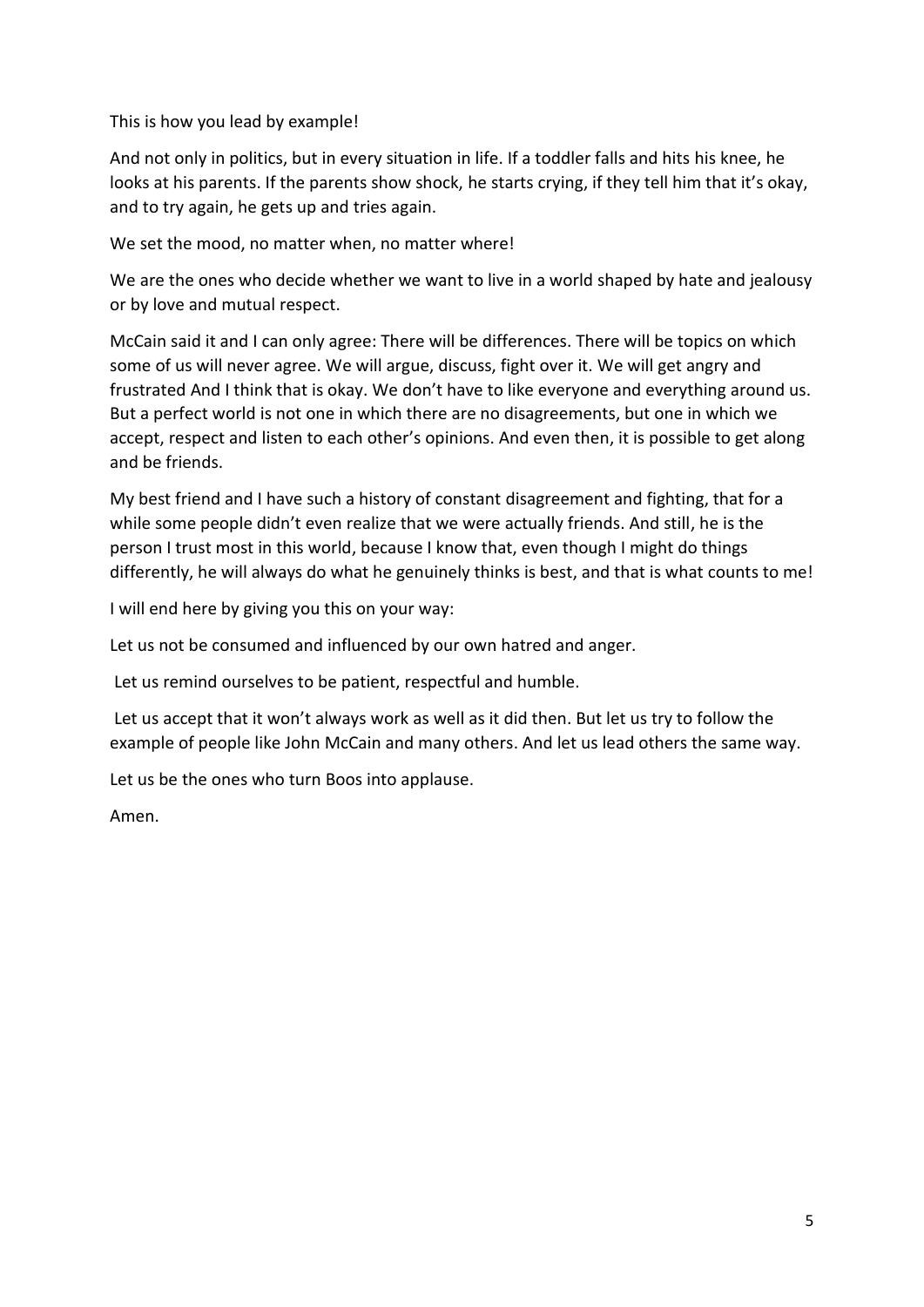This is how you lead by example!

And not only in politics, but in every situation in life. If a toddler falls and hits his knee, he looks at his parents. If the parents show shock, he starts crying, if they tell him that it's okay, and to try again, he gets up and tries again.

We set the mood, no matter when, no matter where!

We are the ones who decide whether we want to live in a world shaped by hate and jealousy or by love and mutual respect.

McCain said it and I can only agree: There will be differences. There will be topics on which some of us will never agree. We will argue, discuss, fight over it. We will get angry and frustrated And I think that is okay. We don't have to like everyone and everything around us. But a perfect world is not one in which there are no disagreements, but one in which we accept, respect and listen to each other's opinions. And even then, it is possible to get along and be friends.

My best friend and I have such a history of constant disagreement and fighting, that for a while some people didn't even realize that we were actually friends. And still, he is the person I trust most in this world, because I know that, even though I might do things differently, he will always do what he genuinely thinks is best, and that is what counts to me!

I will end here by giving you this on your way:

Let us not be consumed and influenced by our own hatred and anger.

Let us remind ourselves to be patient, respectful and humble.

Let us accept that it won't always work as well as it did then. But let us try to follow the example of people like John McCain and many others. And let us lead others the same way.

Let us be the ones who turn Boos into applause.

Amen.